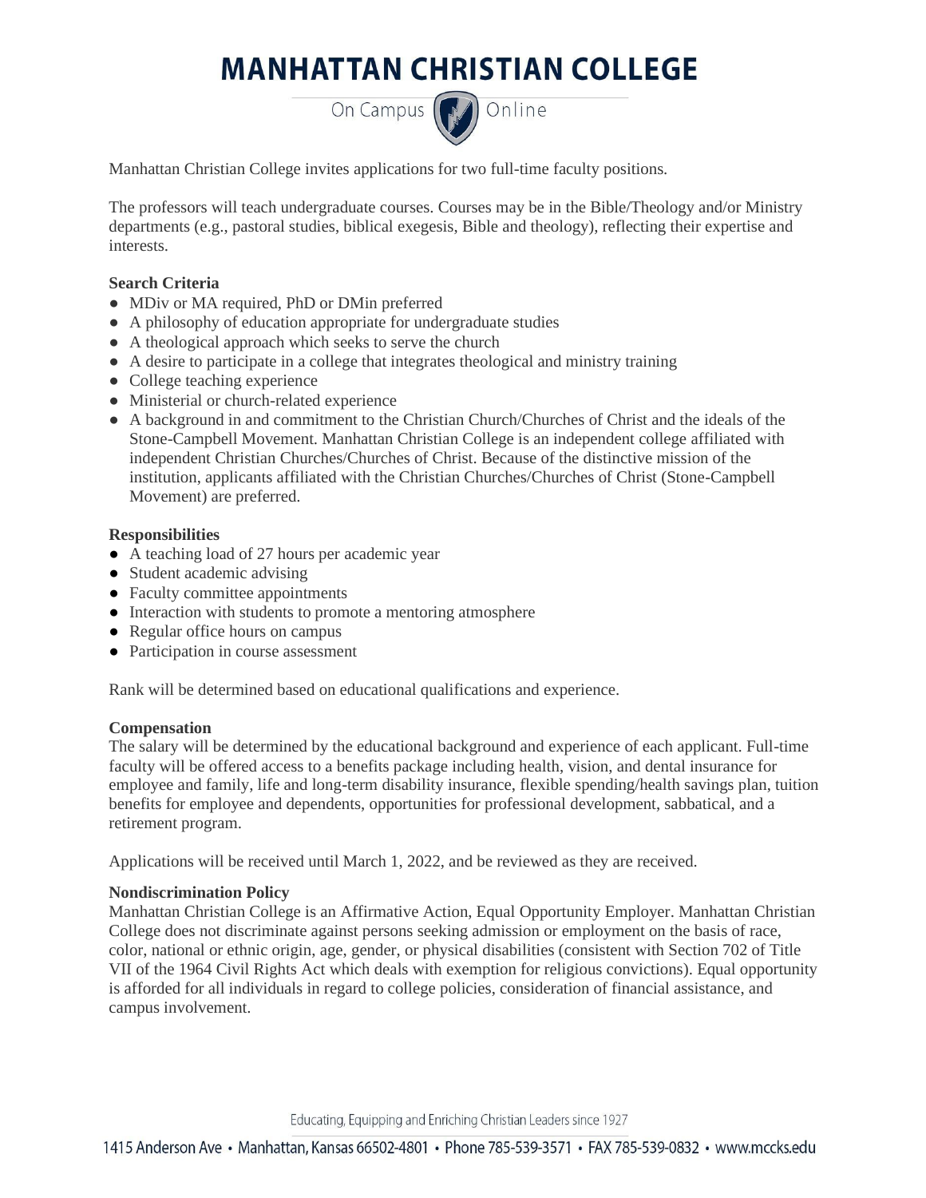# MANHATTAN CHRISTIAN COLLEGE

On Campus | Online

Manhattan Christian College invites applications for two full-time faculty positions.

The professors will teach undergraduate courses. Courses may be in the Bible/Theology and/or Ministry departments (e.g., pastoral studies, biblical exegesis, Bible and theology), reflecting their expertise and interests.

**Search Criteria**

- MDiv or MA required, PhD or DMin preferred
- A philosophy of education appropriate for undergraduate studies
- A theological approach which seeks to serve the church
- A desire to participate in a college that integrates theological and ministry training
- College teaching experience
- Ministerial or church-related experience
- A background in and commitment to the Christian Church/Churches of Christ and the ideals of the Stone-Campbell Movement. Manhattan Christian College is an independent college affiliated with independent Christian Churches/Churches of Christ. Because of the distinctive mission of the institution, applicants affiliated with the Christian Churches/Churches of Christ (Stone-Campbell Movement) are preferred.

**Responsibilities**

- A teaching load of 27 hours per academic year
- Student academic advising
- Faculty committee appointments
- Interaction with students to promote a mentoring atmosphere
- Regular office hours on campus
- Participation in course assessment

Rank will be determined based on educational qualifications and experience.

**Compensation**

The salary will be determined by the educational background and experience of each applicant. Full-time faculty will be offered access to a benefits package including health, vision, and dental insurance for employee and family, life and long-term disability insurance, flexible spending/health savings plan, tuition benefits for employee and dependents, opportunities for professional development, sabbatical, and a retirement program.

Applications will be received until March 1, 2022, and be reviewed as they are received.

**Nondiscrimination Policy**

Manhattan Christian College is an Affirmative Action, Equal Opportunity Employer. Manhattan Christian College does not discriminate against persons seeking admission or employment on the basis of race, color, national or ethnic origin, age, gender, or physical disabilities (consistent with Section 702 of Title VII of the 1964 Civil Rights Act which deals with exemption for religious convictions). Equal opportunity is afforded for all individuals in regard to college policies, consideration of financial assistance, and campus involvement.

Educating, Equipping and Enriching Christian Leaders since 1927

1415 Anderson Ave • Manhattan, Kansas 66502-4801 • Phone 785-539-3571 • FAX 785-539-0832 • www.mccks.edu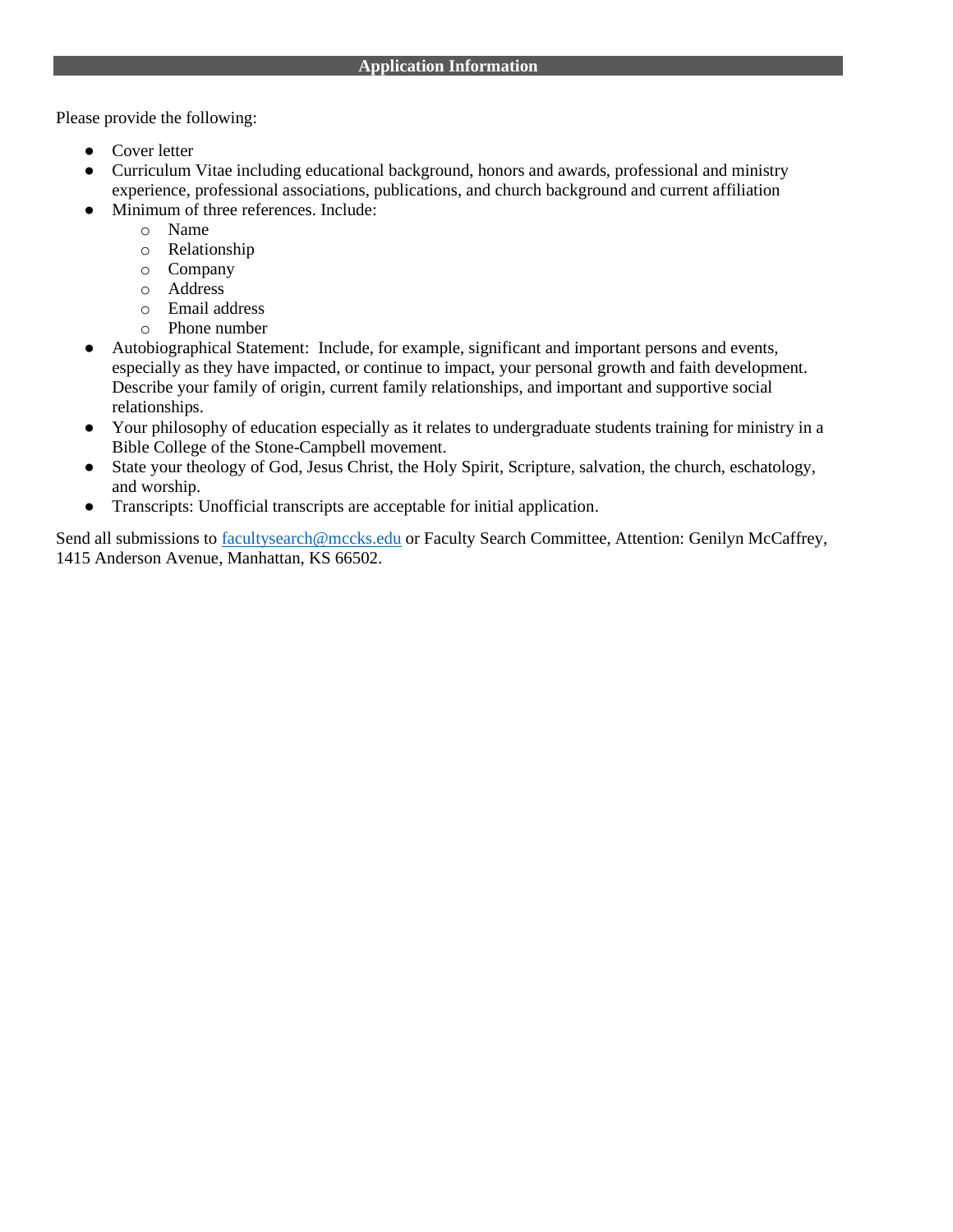## Application Information

Please provide the following:

- Cover letter
- Curriculum Vitae including educational background, honors and awards, professional and ministry experience, professional associations, publications, and church background and current affiliation
- Minimum of three references. Include:
    - Name
    - Relationship
    - Company
    - Address
    - Email address
    - Phone number
- Autobiographical Statement: Include, for example, significant and important persons and events, especially as they have impacted, or continue to impact, your personal growth and faith development. Describe your family of origin, current family relationships, and important and supportive social relationships.
- Your philosophy of education especially as it relates to undergraduate students training for ministry in a Bible College of the Stone-Campbell movement.
- State your theology of God, Jesus Christ, the Holy Spirit, Scripture, salvation, the church, eschatology, and worship.
- Transcripts: Unofficial transcripts are acceptable for initial application.

Send all submissions to [facultysearch@mccks.edu](mailto:facultysearch@mccks.edu) or Faculty Search Committee, Attention: Genilyn McCaffrey, 1415 Anderson Avenue, Manhattan, KS 66502.